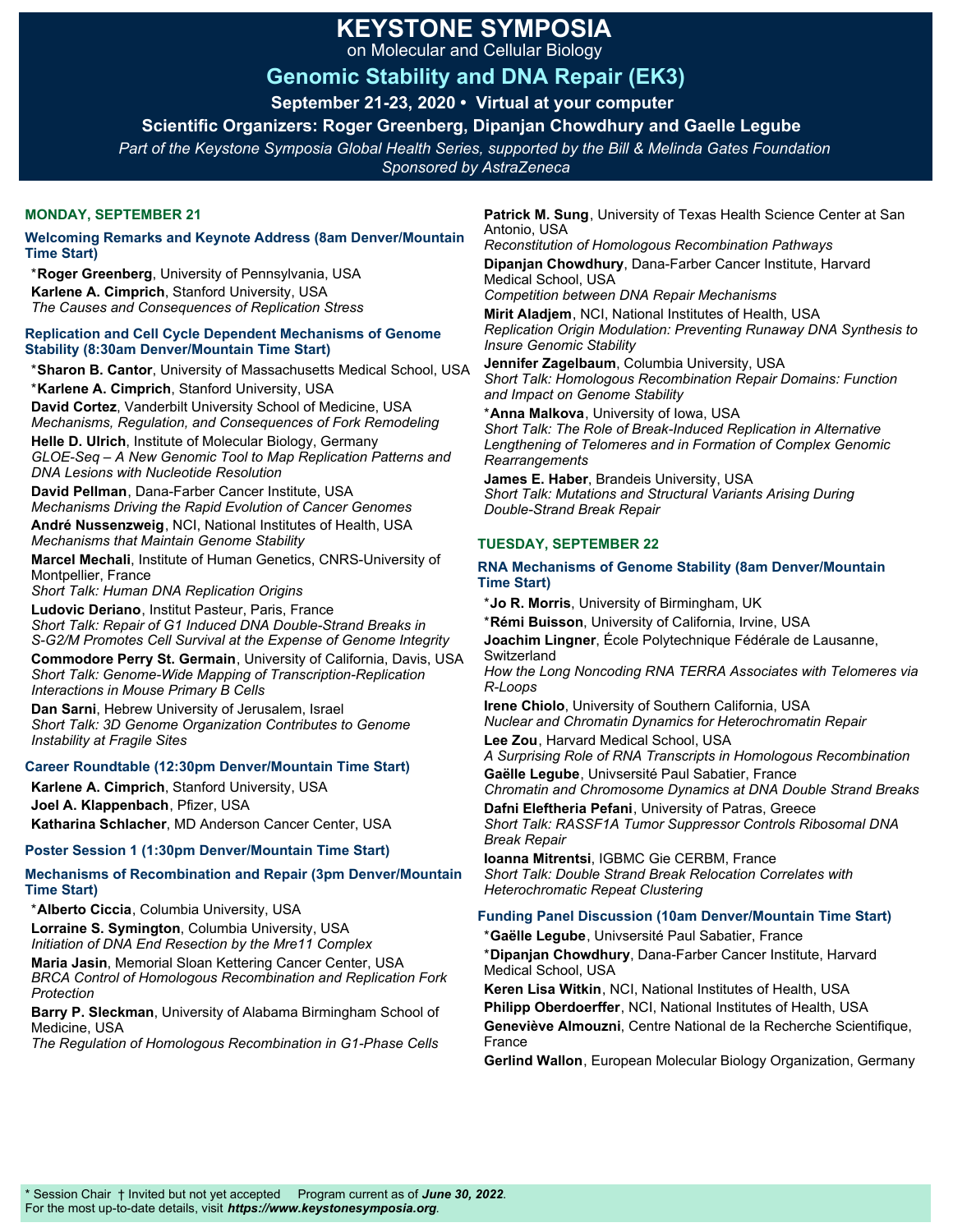# KEYSTONE SYMPOSIA

on Molecular and Cellular Biology

## Genomic Stability and DNA Repair (EK3)

**September 21-23, 2020 • Virtual at your computer**

**Scientific Organizers: Roger Greenberg, Dipanjan Chowdhury and Gaelle Legube**

*Part of the Keystone Symposia Global Health Series, supported by the Bill & Melinda Gates Foundation*

*Sponsored by AstraZeneca*

### MONDAY, SEPTEMBER 21

#### Welcoming Remarks and Keynote Address (8am Denver/Mountain Time Start)

*__Roger Greenberg__, University of Pennsylvania, USA

**Karlene A. Cimprich**, Stanford University, USA
*The Causes and Consequences of Replication Stress*

#### Replication and Cell Cycle Dependent Mechanisms of Genome Stability (8:30am Denver/Mountain Time Start)

*__Sharon B. Cantor__, University of Massachusetts Medical School, USA

*__Karlene A. Cimprich__, Stanford University, USA

**David Cortez**, Vanderbilt University School of Medicine, USA
*Mechanisms, Regulation, and Consequences of Fork Remodeling*

**Helle D. Ulrich**, Institute of Molecular Biology, Germany
*GLOE-Seq – A New Genomic Tool to Map Replication Patterns and DNA Lesions with Nucleotide Resolution*

**David Pellman**, Dana-Farber Cancer Institute, USA
*Mechanisms Driving the Rapid Evolution of Cancer Genomes*

**André Nussenzweig**, NCI, National Institutes of Health, USA
*Mechanisms that Maintain Genome Stability*

**Marcel Mechali**, Institute of Human Genetics, CNRS-University of Montpellier, France
*Short Talk: Human DNA Replication Origins*

**Ludovic Deriano**, Institut Pasteur, Paris, France
*Short Talk: Repair of G1 Induced DNA Double-Strand Breaks in S-G2/M Promotes Cell Survival at the Expense of Genome Integrity*

**Commodore Perry St. Germain**, University of California, Davis, USA
*Short Talk: Genome-Wide Mapping of Transcription-Replication Interactions in Mouse Primary B Cells*

**Dan Sarni**, Hebrew University of Jerusalem, Israel
*Short Talk: 3D Genome Organization Contributes to Genome Instability at Fragile Sites*

#### Career Roundtable (12:30pm Denver/Mountain Time Start)

**Karlene A. Cimprich**, Stanford University, USA

**Joel A. Klappenbach**, Pfizer, USA

**Katharina Schlacher**, MD Anderson Cancer Center, USA

#### Poster Session 1 (1:30pm Denver/Mountain Time Start)

#### Mechanisms of Recombination and Repair (3pm Denver/Mountain Time Start)

*__Alberto Ciccia__, Columbia University, USA

**Lorraine S. Symington**, Columbia University, USA
*Initiation of DNA End Resection by the Mre11 Complex*

**Maria Jasin**, Memorial Sloan Kettering Cancer Center, USA
*BRCA Control of Homologous Recombination and Replication Fork Protection*

**Barry P. Sleckman**, University of Alabama Birmingham School of Medicine, USA
*The Regulation of Homologous Recombination in G1-Phase Cells*

**Patrick M. Sung**, University of Texas Health Science Center at San Antonio, USA
*Reconstitution of Homologous Recombination Pathways*

**Dipanjan Chowdhury**, Dana-Farber Cancer Institute, Harvard Medical School, USA
*Competition between DNA Repair Mechanisms*

**Mirit Aladjem**, NCI, National Institutes of Health, USA
*Replication Origin Modulation: Preventing Runaway DNA Synthesis to Insure Genomic Stability*

**Jennifer Zagelbaum**, Columbia University, USA
*Short Talk: Homologous Recombination Repair Domains: Function and Impact on Genome Stability*

*__Anna Malkova__, University of Iowa, USA
*Short Talk: The Role of Break-Induced Replication in Alternative Lengthening of Telomeres and in Formation of Complex Genomic Rearrangements*

**James E. Haber**, Brandeis University, USA
*Short Talk: Mutations and Structural Variants Arising During Double-Strand Break Repair*

### TUESDAY, SEPTEMBER 22

#### RNA Mechanisms of Genome Stability (8am Denver/Mountain Time Start)

*__Jo R. Morris__, University of Birmingham, UK

*__Rémi Buisson__, University of California, Irvine, USA

**Joachim Lingner**, École Polytechnique Fédérale de Lausanne, Switzerland
*How the Long Noncoding RNA TERRA Associates with Telomeres via R-Loops*

**Irene Chiolo**, University of Southern California, USA
*Nuclear and Chromatin Dynamics for Heterochromatin Repair*

**Lee Zou**, Harvard Medical School, USA
*A Surprising Role of RNA Transcripts in Homologous Recombination*

**Gaëlle Legube**, Univsersité Paul Sabatier, France
*Chromatin and Chromosome Dynamics at DNA Double Strand Breaks*

**Dafni Eleftheria Pefani**, University of Patras, Greece
*Short Talk: RASSF1A Tumor Suppressor Controls Ribosomal DNA Break Repair*

**Ioanna Mitrentsi**, IGBMC Gie CERBM, France
*Short Talk: Double Strand Break Relocation Correlates with Heterochromatic Repeat Clustering*

#### Funding Panel Discussion (10am Denver/Mountain Time Start)

*__Gaëlle Legube__, Univsersité Paul Sabatier, France

*__Dipanjan Chowdhury__, Dana-Farber Cancer Institute, Harvard Medical School, USA

**Keren Lisa Witkin**, NCI, National Institutes of Health, USA

**Philipp Oberdoerffer**, NCI, National Institutes of Health, USA

**Geneviève Almouzni**, Centre National de la Recherche Scientifique, France

**Gerlind Wallon**, European Molecular Biology Organization, Germany

---

\* Session Chair † Invited but not yet accepted Program current as of ***June 30, 2022***.
For the most up-to-date details, visit ***https://www.keystonesymposia.org***.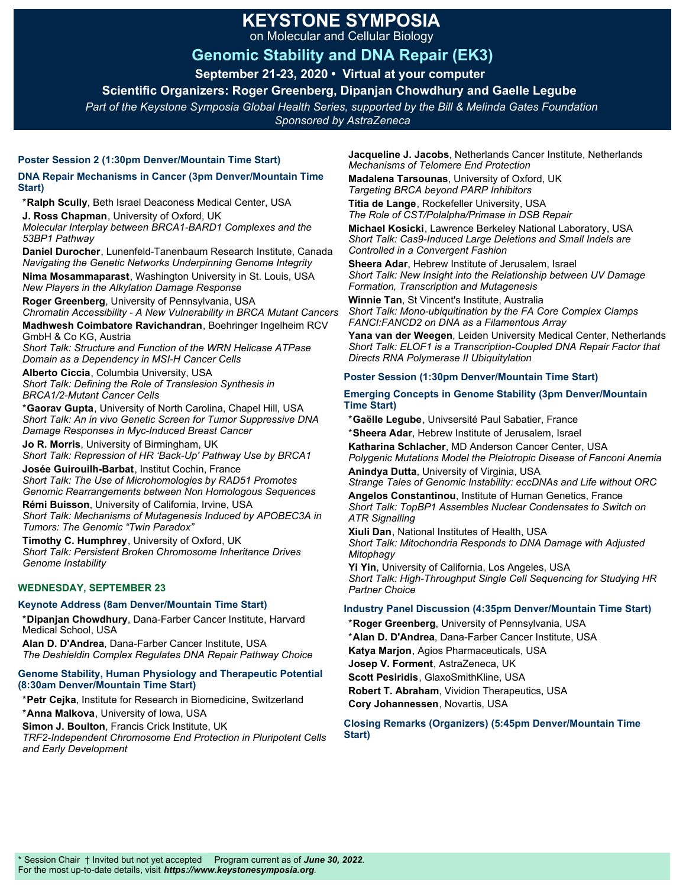# KEYSTONE SYMPOSIA

on Molecular and Cellular Biology

## Genomic Stability and DNA Repair (EK3)

**September 21-23, 2020 • Virtual at your computer**

**Scientific Organizers: Roger Greenberg, Dipanjan Chowdhury and Gaelle Legube**

*Part of the Keystone Symposia Global Health Series, supported by the Bill & Melinda Gates Foundation*

*Sponsored by AstraZeneca*

### Poster Session 2 (1:30pm Denver/Mountain Time Start)

### DNA Repair Mechanisms in Cancer (3pm Denver/Mountain Time Start)

*__Ralph Scully__, Beth Israel Deaconess Medical Center, USA

**J. Ross Chapman**, University of Oxford, UK
*Molecular Interplay between BRCA1-BARD1 Complexes and the 53BP1 Pathway*

**Daniel Durocher**, Lunenfeld-Tanenbaum Research Institute, Canada
*Navigating the Genetic Networks Underpinning Genome Integrity*

**Nima Mosammaparast**, Washington University in St. Louis, USA
*New Players in the Alkylation Damage Response*

**Roger Greenberg**, University of Pennsylvania, USA
*Chromatin Accessibility - A New Vulnerability in BRCA Mutant Cancers*

**Madhwesh Coimbatore Ravichandran**, Boehringer Ingelheim RCV GmbH & Co KG, Austria
*Short Talk: Structure and Function of the WRN Helicase ATPase Domain as a Dependency in MSI-H Cancer Cells*

**Alberto Ciccia**, Columbia University, USA
*Short Talk: Defining the Role of Translesion Synthesis in BRCA1/2-Mutant Cancer Cells*

*__Gaorav Gupta__, University of North Carolina, Chapel Hill, USA
*Short Talk: An in vivo Genetic Screen for Tumor Suppressive DNA Damage Responses in Myc-Induced Breast Cancer*

**Jo R. Morris**, University of Birmingham, UK
*Short Talk: Repression of HR 'Back-Up' Pathway Use by BRCA1*

**Josée Guirouilh-Barbat**, Institut Cochin, France
*Short Talk: The Use of Microhomologies by RAD51 Promotes Genomic Rearrangements between Non Homologous Sequences*

**Rémi Buisson**, University of California, Irvine, USA
*Short Talk: Mechanisms of Mutagenesis Induced by APOBEC3A in Tumors: The Genomic "Twin Paradox"*

**Timothy C. Humphrey**, University of Oxford, UK
*Short Talk: Persistent Broken Chromosome Inheritance Drives Genome Instability*

## WEDNESDAY, SEPTEMBER 23

### Keynote Address (8am Denver/Mountain Time Start)

*__Dipanjan Chowdhury__, Dana-Farber Cancer Institute, Harvard Medical School, USA

**Alan D. D'Andrea**, Dana-Farber Cancer Institute, USA
*The Deshieldin Complex Regulates DNA Repair Pathway Choice*

### Genome Stability, Human Physiology and Therapeutic Potential (8:30am Denver/Mountain Time Start)

*__Petr Cejka__, Institute for Research in Biomedicine, Switzerland

*__Anna Malkova__, University of Iowa, USA

**Simon J. Boulton**, Francis Crick Institute, UK
*TRF2-Independent Chromosome End Protection in Pluripotent Cells and Early Development*

**Jacqueline J. Jacobs**, Netherlands Cancer Institute, Netherlands
*Mechanisms of Telomere End Protection*

**Madalena Tarsounas**, University of Oxford, UK
*Targeting BRCA beyond PARP Inhibitors*

**Titia de Lange**, Rockefeller University, USA
*The Role of CST/Polalpha/Primase in DSB Repair*

**Michael Kosicki**, Lawrence Berkeley National Laboratory, USA
*Short Talk: Cas9-Induced Large Deletions and Small Indels are Controlled in a Convergent Fashion*

**Sheera Adar**, Hebrew Institute of Jerusalem, Israel
*Short Talk: New Insight into the Relationship between UV Damage Formation, Transcription and Mutagenesis*

**Winnie Tan**, St Vincent's Institute, Australia
*Short Talk: Mono-ubiquitination by the FA Core Complex Clamps FANCI:FANCD2 on DNA as a Filamentous Array*

**Yana van der Weegen**, Leiden University Medical Center, Netherlands
*Short Talk: ELOF1 is a Transcription-Coupled DNA Repair Factor that Directs RNA Polymerase II Ubiquitylation*

### Poster Session (1:30pm Denver/Mountain Time Start)

### Emerging Concepts in Genome Stability (3pm Denver/Mountain Time Start)

*__Gaëlle Legube__, Univsersité Paul Sabatier, France

*__Sheera Adar__, Hebrew Institute of Jerusalem, Israel

**Katharina Schlacher**, MD Anderson Cancer Center, USA
*Polygenic Mutations Model the Pleiotropic Disease of Fanconi Anemia*

**Anindya Dutta**, University of Virginia, USA
*Strange Tales of Genomic Instability: eccDNAs and Life without ORC*

**Angelos Constantinou**, Institute of Human Genetics, France
*Short Talk: TopBP1 Assembles Nuclear Condensates to Switch on ATR Signalling*

**Xiuli Dan**, National Institutes of Health, USA
*Short Talk: Mitochondria Responds to DNA Damage with Adjusted Mitophagy*

**Yi Yin**, University of California, Los Angeles, USA
*Short Talk: High-Throughput Single Cell Sequencing for Studying HR Partner Choice*

### Industry Panel Discussion (4:35pm Denver/Mountain Time Start)

*__Roger Greenberg__, University of Pennsylvania, USA

*__Alan D. D'Andrea__, Dana-Farber Cancer Institute, USA

**Katya Marjon**, Agios Pharmaceuticals, USA

**Josep V. Forment**, AstraZeneca, UK

**Scott Pesiridis**, GlaxoSmithKline, USA

**Robert T. Abraham**, Vividion Therapeutics, USA

**Cory Johannessen**, Novartis, USA

### Closing Remarks (Organizers) (5:45pm Denver/Mountain Time Start)

\* Session Chair † Invited but not yet accepted Program current as of ***June 30, 2022***.
For the most up-to-date details, visit ***https://www.keystonesymposia.org***.